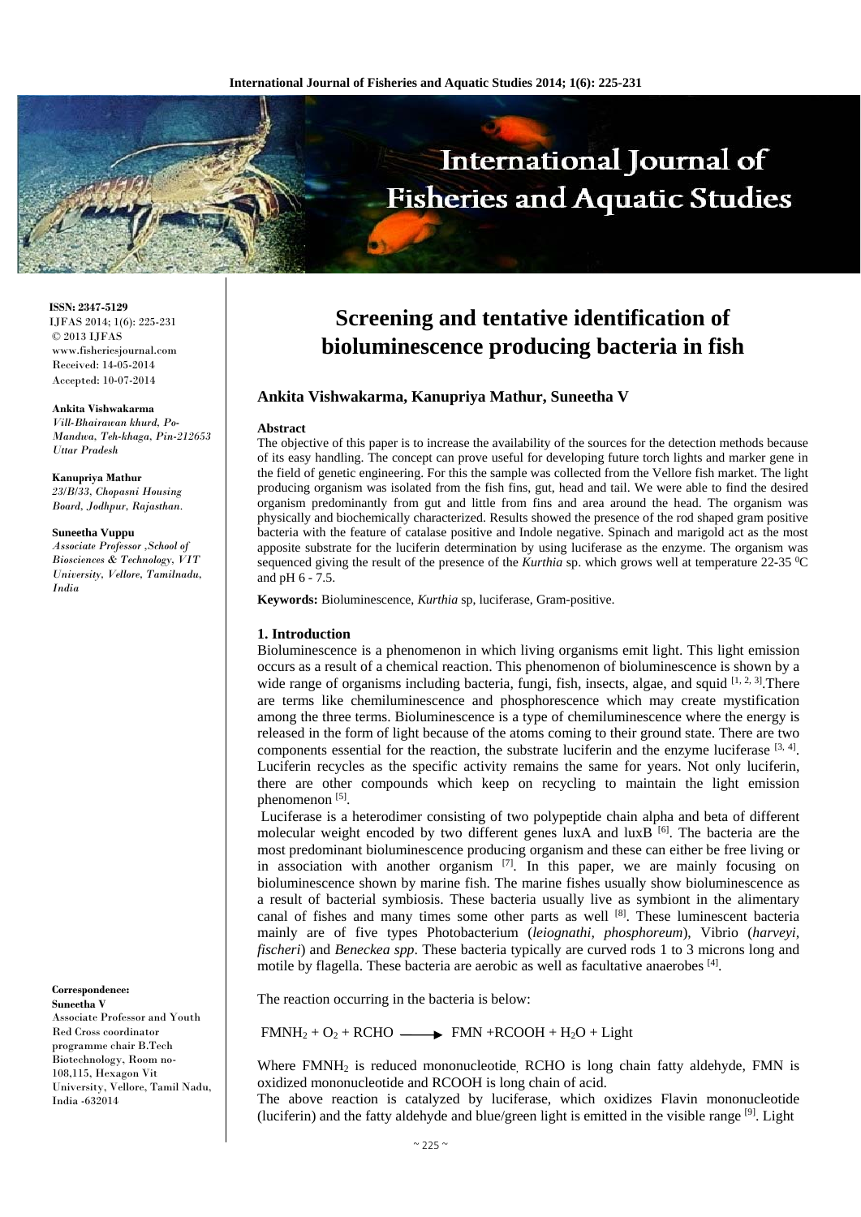# Screening and tentative identification of bioluminescence producing bacteria in fish

**Ankita Vishwakarma, Kanupriya Mathur, Suneetha V**

**ISSN: 2347-5129**
IJFAS 2014; 1(6): 225-231
© 2013 IJFAS
www.fisheriesjournal.com
Received: 14-05-2014
Accepted: 10-07-2014

**Ankita Vishwakarma**
*Vill-Bhairawan khurd, Po-Mandwa, Teh-khaga, Pin-212653 Uttar Pradesh*

**Kanupriya Mathur**
*23/B/33, Chopasni Housing Board, Jodhpur, Rajasthan.*

**Suneetha Vuppu**
*Associate Professor ,School of Biosciences & Technology, VIT University, Vellore, Tamilnadu, India*

**Correspondence:**
**Suneetha V**
Associate Professor and Youth Red Cross coordinator programme chair B.Tech Biotechnology, Room no-108,115, Hexagon Vit University, Vellore, Tamil Nadu, India -632014

**Abstract**

The objective of this paper is to increase the availability of the sources for the detection methods because of its easy handling. The concept can prove useful for developing future torch lights and marker gene in the field of genetic engineering. For this the sample was collected from the Vellore fish market. The light producing organism was isolated from the fish fins, gut, head and tail. We were able to find the desired organism predominantly from gut and little from fins and area around the head. The organism was physically and biochemically characterized. Results showed the presence of the rod shaped gram positive bacteria with the feature of catalase positive and Indole negative. Spinach and marigold act as the most apposite substrate for the luciferin determination by using luciferase as the enzyme. The organism was sequenced giving the result of the presence of the *Kurthia* sp. which grows well at temperature 22-35 $^0$C and pH 6 - 7.5.

**Keywords:** Bioluminescence, *Kurthia* sp, luciferase, Gram-positive.

## 1. Introduction

Bioluminescence is a phenomenon in which living organisms emit light. This light emission occurs as a result of a chemical reaction. This phenomenon of bioluminescence is shown by a wide range of organisms including bacteria, fungi, fish, insects, algae, and squid [1, 2, 3].There are terms like chemiluminescence and phosphorescence which may create mystification among the three terms. Bioluminescence is a type of chemiluminescence where the energy is released in the form of light because of the atoms coming to their ground state. There are two components essential for the reaction, the substrate luciferin and the enzyme luciferase [3, 4]. Luciferin recycles as the specific activity remains the same for years. Not only luciferin, there are other compounds which keep on recycling to maintain the light emission phenomenon [5].

Luciferase is a heterodimer consisting of two polypeptide chain alpha and beta of different molecular weight encoded by two different genes luxA and luxB [6]. The bacteria are the most predominant bioluminescence producing organism and these can either be free living or in association with another organism [7]. In this paper, we are mainly focusing on bioluminescence shown by marine fish. The marine fishes usually show bioluminescence as a result of bacterial symbiosis. These bacteria usually live as symbiont in the alimentary canal of fishes and many times some other parts as well [8]. These luminescent bacteria mainly are of five types Photobacterium (*leiognathi, phosphoreum*), Vibrio (*harveyi, fischeri*) and *Beneckea spp*. These bacteria typically are curved rods 1 to 3 microns long and motile by flagella. These bacteria are aerobic as well as facultative anaerobes [4].

The reaction occurring in the bacteria is below:

$$FMNH_2 + O_2 + RCHO \longrightarrow FMN + RCOOH + H_2O + Light$$

Where $FMNH_2$ is reduced mononucleotide, RCHO is long chain fatty aldehyde, FMN is oxidized mononucleotide and RCOOH is long chain of acid.

The above reaction is catalyzed by luciferase, which oxidizes Flavin mononucleotide (luciferin) and the fatty aldehyde and blue/green light is emitted in the visible range [9]. Light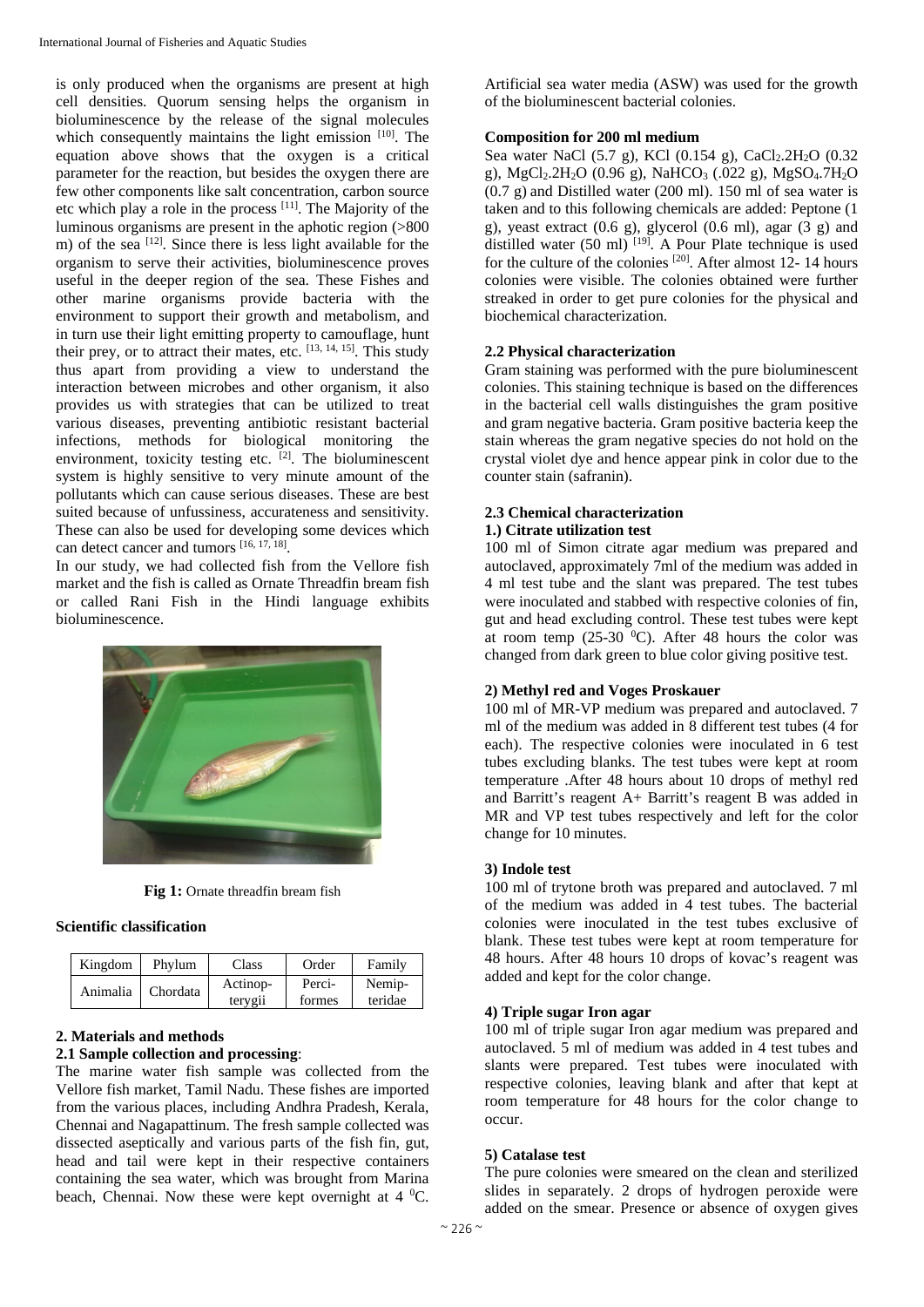is only produced when the organisms are present at high cell densities. Quorum sensing helps the organism in bioluminescence by the release of the signal molecules which consequently maintains the light emission [10]. The equation above shows that the oxygen is a critical parameter for the reaction, but besides the oxygen there are few other components like salt concentration, carbon source etc which play a role in the process [11]. The Majority of the luminous organisms are present in the aphotic region (>800 m) of the sea [12]. Since there is less light available for the organism to serve their activities, bioluminescence proves useful in the deeper region of the sea. These Fishes and other marine organisms provide bacteria with the environment to support their growth and metabolism, and in turn use their light emitting property to camouflage, hunt their prey, or to attract their mates, etc. [13, 14, 15]. This study thus apart from providing a view to understand the interaction between microbes and other organism, it also provides us with strategies that can be utilized to treat various diseases, preventing antibiotic resistant bacterial infections, methods for biological monitoring the environment, toxicity testing etc. [2]. The bioluminescent system is highly sensitive to very minute amount of the pollutants which can cause serious diseases. These are best suited because of unfussiness, accurateness and sensitivity. These can also be used for developing some devices which can detect cancer and tumors [16, 17, 18].

In our study, we had collected fish from the Vellore fish market and the fish is called as Ornate Threadfin bream fish or called Rani Fish in the Hindi language exhibits bioluminescence.

**Fig 1:** Ornate threadfin bream fish

**Scientific classification**

| Kingdom | Phylum | Class | Order | Family |
|---|---|---|---|---|
| Animalia | Chordata | Actinop-terygii | Perci-formes | Nemip-teridae |

## 2. Materials and methods

### 2.1 Sample collection and processing:

The marine water fish sample was collected from the Vellore fish market, Tamil Nadu. These fishes are imported from the various places, including Andhra Pradesh, Kerala, Chennai and Nagapattinum. The fresh sample collected was dissected aseptically and various parts of the fish fin, gut, head and tail were kept in their respective containers containing the sea water, which was brought from Marina beach, Chennai. Now these were kept overnight at 4 $^0$C. Artificial sea water media (ASW) was used for the growth of the bioluminescent bacterial colonies.

**Composition for 200 ml medium**

Sea water NaCl (5.7 g), KCl (0.154 g), $CaCl_2.2H_2O$ (0.32 g), $MgCl_2.2H_2O$ (0.96 g), $NaHCO_3$ (.022 g), $MgSO_4.7H_2O$ (0.7 g) and Distilled water (200 ml). 150 ml of sea water is taken and to this following chemicals are added: Peptone (1 g), yeast extract (0.6 g), glycerol (0.6 ml), agar (3 g) and distilled water (50 ml) [19]. A Pour Plate technique is used for the culture of the colonies [20]. After almost 12- 14 hours colonies were visible. The colonies obtained were further streaked in order to get pure colonies for the physical and biochemical characterization.

### 2.2 Physical characterization

Gram staining was performed with the pure bioluminescent colonies. This staining technique is based on the differences in the bacterial cell walls distinguishes the gram positive and gram negative bacteria. Gram positive bacteria keep the stain whereas the gram negative species do not hold on the crystal violet dye and hence appear pink in color due to the counter stain (safranin).

### 2.3 Chemical characterization

**1.) Citrate utilization test**

100 ml of Simon citrate agar medium was prepared and autoclaved, approximately 7ml of the medium was added in 4 ml test tube and the slant was prepared. The test tubes were inoculated and stabbed with respective colonies of fin, gut and head excluding control. These test tubes were kept at room temp (25-30 $^0$C). After 48 hours the color was changed from dark green to blue color giving positive test.

**2) Methyl red and Voges Proskauer**

100 ml of MR-VP medium was prepared and autoclaved. 7 ml of the medium was added in 8 different test tubes (4 for each). The respective colonies were inoculated in 6 test tubes excluding blanks. The test tubes were kept at room temperature .After 48 hours about 10 drops of methyl red and Barritt's reagent A+ Barritt's reagent B was added in MR and VP test tubes respectively and left for the color change for 10 minutes.

**3) Indole test**

100 ml of trytone broth was prepared and autoclaved. 7 ml of the medium was added in 4 test tubes. The bacterial colonies were inoculated in the test tubes exclusive of blank. These test tubes were kept at room temperature for 48 hours. After 48 hours 10 drops of kovac's reagent was added and kept for the color change.

**4) Triple sugar Iron agar**

100 ml of triple sugar Iron agar medium was prepared and autoclaved. 5 ml of medium was added in 4 test tubes and slants were prepared. Test tubes were inoculated with respective colonies, leaving blank and after that kept at room temperature for 48 hours for the color change to occur.

**5) Catalase test**

The pure colonies were smeared on the clean and sterilized slides in separately. 2 drops of hydrogen peroxide were added on the smear. Presence or absence of oxygen gives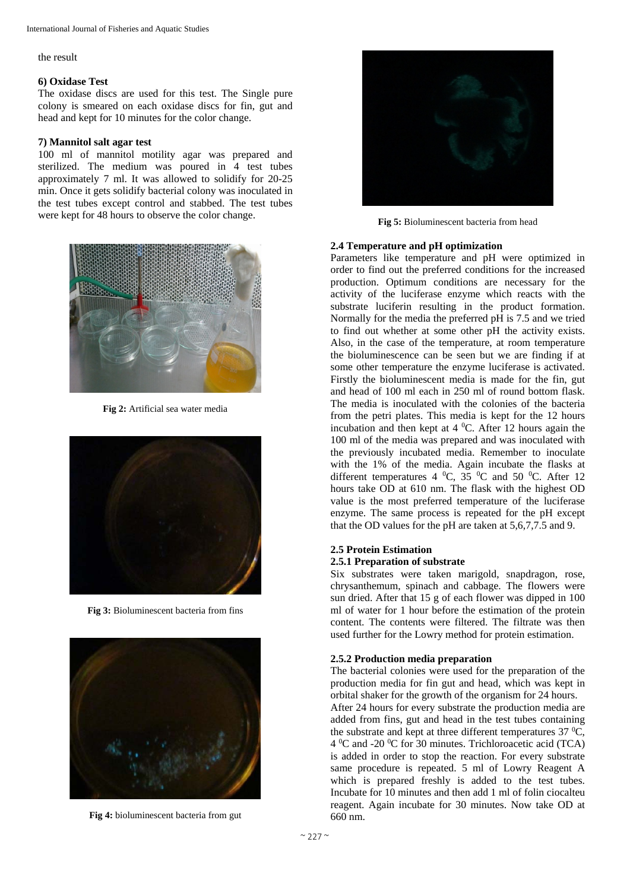the result

**6) Oxidase Test**

The oxidase discs are used for this test. The Single pure colony is smeared on each oxidase discs for fin, gut and head and kept for 10 minutes for the color change.

**7) Mannitol salt agar test**

100 ml of mannitol motility agar was prepared and sterilized. The medium was poured in 4 test tubes approximately 7 ml. It was allowed to solidify for 20-25 min. Once it gets solidify bacterial colony was inoculated in the test tubes except control and stabbed. The test tubes were kept for 48 hours to observe the color change.

**Fig 2:** Artificial sea water media

**Fig 3:** Bioluminescent bacteria from fins

**Fig 4:** bioluminescent bacteria from gut

**Fig 5:** Bioluminescent bacteria from head

### 2.4 Temperature and pH optimization

Parameters like temperature and pH were optimized in order to find out the preferred conditions for the increased production. Optimum conditions are necessary for the activity of the luciferase enzyme which reacts with the substrate luciferin resulting in the product formation. Normally for the media the preferred pH is 7.5 and we tried to find out whether at some other pH the activity exists. Also, in the case of the temperature, at room temperature the bioluminescence can be seen but we are finding if at some other temperature the enzyme luciferase is activated. Firstly the bioluminescent media is made for the fin, gut and head of 100 ml each in 250 ml of round bottom flask. The media is inoculated with the colonies of the bacteria from the petri plates. This media is kept for the 12 hours incubation and then kept at 4 $^0$C. After 12 hours again the 100 ml of the media was prepared and was inoculated with the previously incubated media. Remember to inoculate with the 1% of the media. Again incubate the flasks at different temperatures 4 $^0$C, 35 $^0$C and 50 $^0$C. After 12 hours take OD at 610 nm. The flask with the highest OD value is the most preferred temperature of the luciferase enzyme. The same process is repeated for the pH except that the OD values for the pH are taken at 5,6,7,7.5 and 9.

### 2.5 Protein Estimation

#### 2.5.1 Preparation of substrate

Six substrates were taken marigold, snapdragon, rose, chrysanthemum, spinach and cabbage. The flowers were sun dried. After that 15 g of each flower was dipped in 100 ml of water for 1 hour before the estimation of the protein content. The contents were filtered. The filtrate was then used further for the Lowry method for protein estimation.

#### 2.5.2 Production media preparation

The bacterial colonies were used for the preparation of the production media for fin gut and head, which was kept in orbital shaker for the growth of the organism for 24 hours.

After 24 hours for every substrate the production media are added from fins, gut and head in the test tubes containing the substrate and kept at three different temperatures 37 $^0$C, 4 $^0$C and -20 $^0$C for 30 minutes. Trichloroacetic acid (TCA) is added in order to stop the reaction. For every substrate same procedure is repeated. 5 ml of Lowry Reagent A which is prepared freshly is added to the test tubes. Incubate for 10 minutes and then add 1 ml of folin ciocalteu reagent. Again incubate for 30 minutes. Now take OD at 660 nm.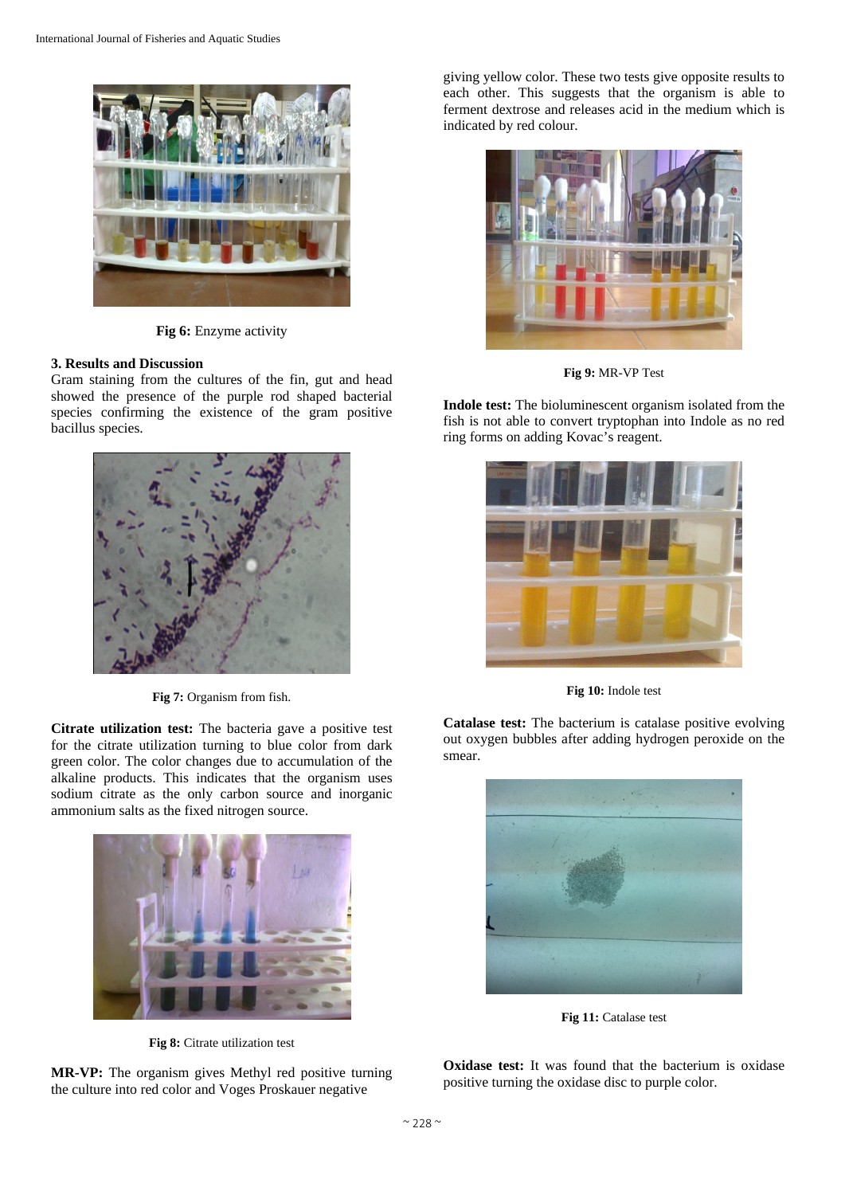Fig 6: Enzyme activity

## 3. Results and Discussion

Gram staining from the cultures of the fin, gut and head showed the presence of the purple rod shaped bacterial species confirming the existence of the gram positive bacillus species.

Fig 7: Organism from fish.

**Citrate utilization test:** The bacteria gave a positive test for the citrate utilization turning to blue color from dark green color. The color changes due to accumulation of the alkaline products. This indicates that the organism uses sodium citrate as the only carbon source and inorganic ammonium salts as the fixed nitrogen source.

Fig 8: Citrate utilization test

**MR-VP:** The organism gives Methyl red positive turning the culture into red color and Voges Proskauer negative giving yellow color. These two tests give opposite results to each other. This suggests that the organism is able to ferment dextrose and releases acid in the medium which is indicated by red colour.

Fig 9: MR-VP Test

**Indole test:** The bioluminescent organism isolated from the fish is not able to convert tryptophan into Indole as no red ring forms on adding Kovac's reagent.

Fig 10: Indole test

**Catalase test:** The bacterium is catalase positive evolving out oxygen bubbles after adding hydrogen peroxide on the smear.

Fig 11: Catalase test

**Oxidase test:** It was found that the bacterium is oxidase positive turning the oxidase disc to purple color.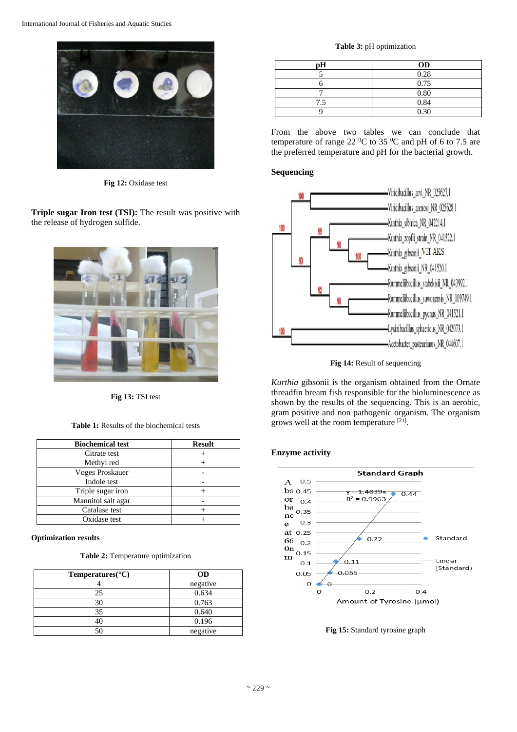Fig 12: Oxidase test

**Triple sugar Iron test (TSI):** The result was positive with the release of hydrogen sulfide.

Fig 13: TSI test

**Table 1:** Results of the biochemical tests

| Biochemical test | Result |
|---|---|
| Citrate test | + |
| Methyl red | + |
| Voges Proskauer | - |
| Indole test | - |
| Triple sugar iron | + |
| Mannitol salt agar | - |
| Catalase test | + |
| Oxidase test | + |

**Optimization results**

**Table 2:** Temperature optimization

| Temperatures(°C) | OD |
|---|---|
| 4 | negative |
| 25 | 0.634 |
| 30 | 0.763 |
| 35 | 0.640 |
| 40 | 0.196 |
| 50 | negative |

**Table 3:** pH optimization

| pH | OD |
|---|---|
| 5 | 0.28 |
| 6 | 0.75 |
| 7 | 0.80 |
| 7.5 | 0.84 |
| 9 | 0.30 |

From the above two tables we can conclude that temperature of range 22 $^0$C to 35 $^0$C and pH of 6 to 7.5 are the preferred temperature and pH for the bacterial growth.

**Sequencing**

Fig 14: Result of sequencing

*Kurthia* gibsonii is the organism obtained from the Ornate threadfin bream fish responsible for the bioluminescence as shown by the results of the sequencing. This is an aerobic, gram positive and non pathogenic organism. The organism grows well at the room temperature [21].

**Enzyme activity**

Fig 15: Standard tyrosine graph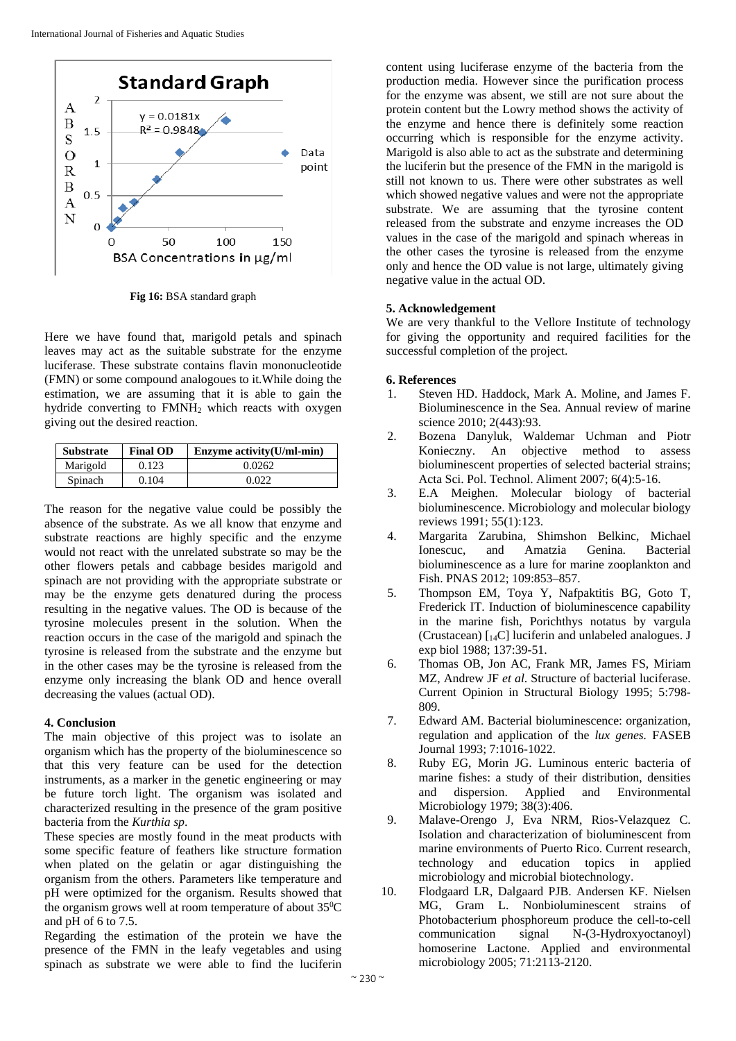Fig 16: BSA standard graph

Here we have found that, marigold petals and spinach leaves may act as the suitable substrate for the enzyme luciferase. These substrate contains flavin mononucleotide (FMN) or some compound analogoues to it.While doing the estimation, we are assuming that it is able to gain the hydride converting to $FMNH_2$ which reacts with oxygen giving out the desired reaction.

| Substrate | Final OD | Enzyme activity(U/ml-min) |
|---|---|---|
| Marigold | 0.123 | 0.0262 |
| Spinach | 0.104 | 0.022 |

The reason for the negative value could be possibly the absence of the substrate. As we all know that enzyme and substrate reactions are highly specific and the enzyme would not react with the unrelated substrate so may be the other flowers petals and cabbage besides marigold and spinach are not providing with the appropriate substrate or may be the enzyme gets denatured during the process resulting in the negative values. The OD is because of the tyrosine molecules present in the solution. When the reaction occurs in the case of the marigold and spinach the tyrosine is released from the substrate and the enzyme but in the other cases may be the tyrosine is released from the enzyme only increasing the blank OD and hence overall decreasing the values (actual OD).

## 4. Conclusion

The main objective of this project was to isolate an organism which has the property of the bioluminescence so that this very feature can be used for the detection instruments, as a marker in the genetic engineering or may be future torch light. The organism was isolated and characterized resulting in the presence of the gram positive bacteria from the *Kurthia sp*.

These species are mostly found in the meat products with some specific feature of feathers like structure formation when plated on the gelatin or agar distinguishing the organism from the others. Parameters like temperature and pH were optimized for the organism. Results showed that the organism grows well at room temperature of about $35^0$C and pH of 6 to 7.5.

Regarding the estimation of the protein we have the presence of the FMN in the leafy vegetables and using spinach as substrate we were able to find the luciferin content using luciferase enzyme of the bacteria from the production media. However since the purification process for the enzyme was absent, we still are not sure about the protein content but the Lowry method shows the activity of the enzyme and hence there is definitely some reaction occurring which is responsible for the enzyme activity. Marigold is also able to act as the substrate and determining the luciferin but the presence of the FMN in the marigold is still not known to us. There were other substrates as well which showed negative values and were not the appropriate substrate. We are assuming that the tyrosine content released from the substrate and enzyme increases the OD values in the case of the marigold and spinach whereas in the other cases the tyrosine is released from the enzyme only and hence the OD value is not large, ultimately giving negative value in the actual OD.

## 5. Acknowledgement

We are very thankful to the Vellore Institute of technology for giving the opportunity and required facilities for the successful completion of the project.

## 6. References

1. Steven HD. Haddock, Mark A. Moline, and James F. Bioluminescence in the Sea. Annual review of marine science 2010; 2(443):93.
2. Bozena Danyluk, Waldemar Uchman and Piotr Konieczny. An objective method to assess bioluminescent properties of selected bacterial strains; Acta Sci. Pol. Technol. Aliment 2007; 6(4):5-16.
3. E.A Meighen. Molecular biology of bacterial bioluminescence. Microbiology and molecular biology reviews 1991; 55(1):123.
4. Margarita Zarubina, Shimshon Belkinc, Michael Ionescuc, and Amatzia Genina. Bacterial bioluminescence as a lure for marine zooplankton and Fish. PNAS 2012; 109:853–857.
5. Thompson EM, Toya Y, Nafpaktitis BG, Goto T, Frederick IT. Induction of bioluminescence capability in the marine fish, Porichthys notatus by vargula (Crustacean) [$_{14}$C] luciferin and unlabeled analogues. J exp biol 1988; 137:39-51.
6. Thomas OB, Jon AC, Frank MR, James FS, Miriam MZ, Andrew JF *et al*. Structure of bacterial luciferase. Current Opinion in Structural Biology 1995; 5:798-809.
7. Edward AM. Bacterial bioluminescence: organization, regulation and application of the *lux genes.* FASEB Journal 1993; 7:1016-1022.
8. Ruby EG, Morin JG. Luminous enteric bacteria of marine fishes: a study of their distribution, densities and dispersion. Applied and Environmental Microbiology 1979; 38(3):406.
9. Malave-Orengo J, Eva NRM, Rios-Velazquez C. Isolation and characterization of bioluminescent from marine environments of Puerto Rico. Current research, technology and education topics in applied microbiology and microbial biotechnology.
10. Flodgaard LR, Dalgaard PJB. Andersen KF. Nielsen MG, Gram L. Nonbioluminescent strains of Photobacterium phosphoreum produce the cell-to-cell communication signal N-(3-Hydroxyoctanoyl) homoserine Lactone. Applied and environmental microbiology 2005; 71:2113-2120.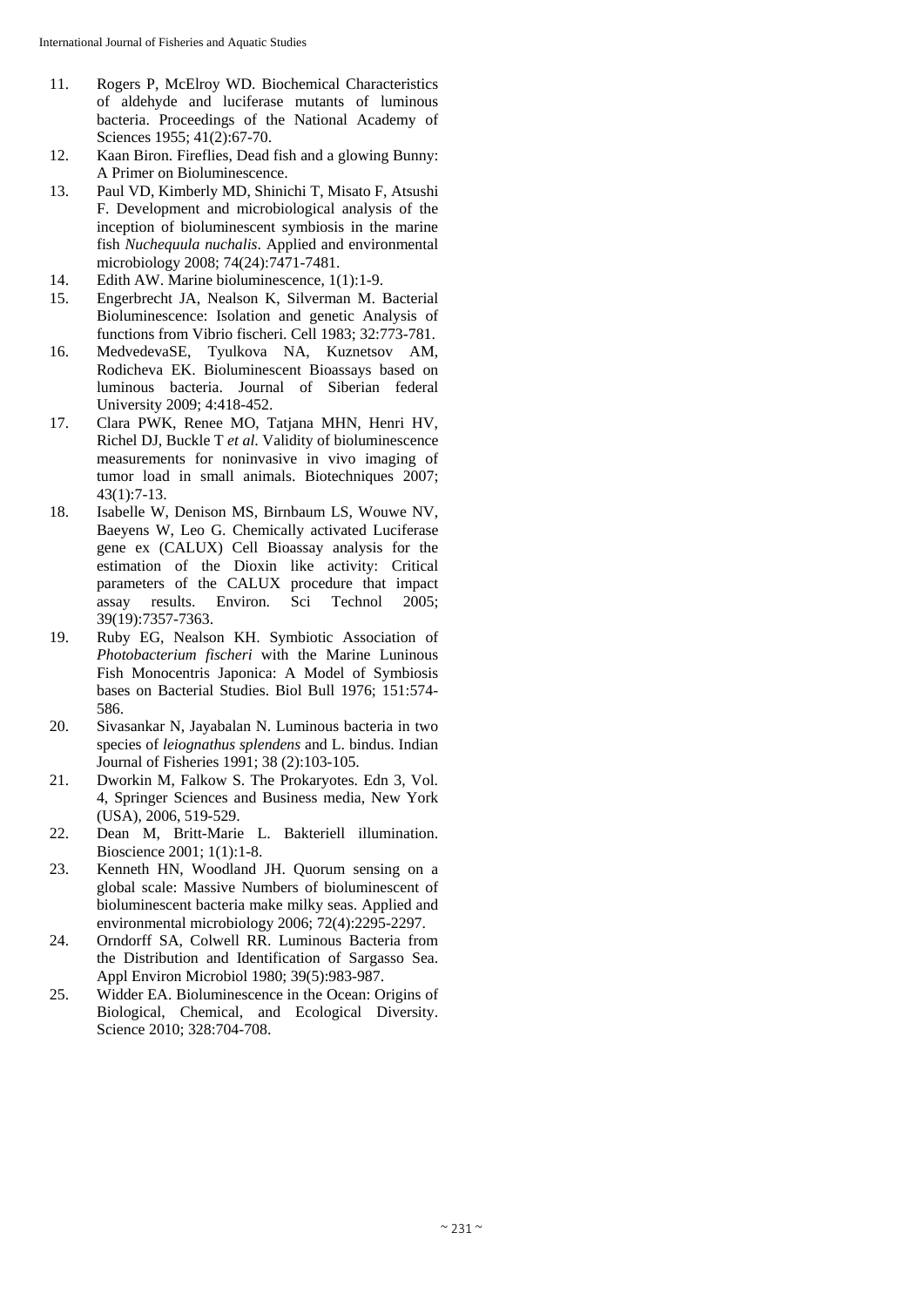11. Rogers P, McElroy WD. Biochemical Characteristics of aldehyde and luciferase mutants of luminous bacteria. Proceedings of the National Academy of Sciences 1955; 41(2):67-70.
12. Kaan Biron. Fireflies, Dead fish and a glowing Bunny: A Primer on Bioluminescence.
13. Paul VD, Kimberly MD, Shinichi T, Misato F, Atsushi F. Development and microbiological analysis of the inception of bioluminescent symbiosis in the marine fish *Nuchequula nuchalis*. Applied and environmental microbiology 2008; 74(24):7471-7481.
14. Edith AW. Marine bioluminescence, 1(1):1-9.
15. Engerbrecht JA, Nealson K, Silverman M. Bacterial Bioluminescence: Isolation and genetic Analysis of functions from Vibrio fischeri. Cell 1983; 32:773-781.
16. MedvedevaSE, Tyulkova NA, Kuznetsov AM, Rodicheva EK. Bioluminescent Bioassays based on luminous bacteria. Journal of Siberian federal University 2009; 4:418-452.
17. Clara PWK, Renee MO, Tatjana MHN, Henri HV, Richel DJ, Buckle T *et al*. Validity of bioluminescence measurements for noninvasive in vivo imaging of tumor load in small animals. Biotechniques 2007; 43(1):7-13.
18. Isabelle W, Denison MS, Birnbaum LS, Wouwe NV, Baeyens W, Leo G. Chemically activated Luciferase gene ex (CALUX) Cell Bioassay analysis for the estimation of the Dioxin like activity: Critical parameters of the CALUX procedure that impact assay results. Environ. Sci Technol 2005; 39(19):7357-7363.
19. Ruby EG, Nealson KH. Symbiotic Association of *Photobacterium fischeri* with the Marine Luninous Fish Monocentris Japonica: A Model of Symbiosis bases on Bacterial Studies. Biol Bull 1976; 151:574-586.
20. Sivasankar N, Jayabalan N. Luminous bacteria in two species of *leiognathus splendens* and L. bindus. Indian Journal of Fisheries 1991; 38 (2):103-105.
21. Dworkin M, Falkow S. The Prokaryotes. Edn 3, Vol. 4, Springer Sciences and Business media, New York (USA), 2006, 519-529.
22. Dean M, Britt-Marie L. Bakteriell illumination. Bioscience 2001; 1(1):1-8.
23. Kenneth HN, Woodland JH. Quorum sensing on a global scale: Massive Numbers of bioluminescent of bioluminescent bacteria make milky seas. Applied and environmental microbiology 2006; 72(4):2295-2297.
24. Orndorff SA, Colwell RR. Luminous Bacteria from the Distribution and Identification of Sargasso Sea. Appl Environ Microbiol 1980; 39(5):983-987.
25. Widder EA. Bioluminescence in the Ocean: Origins of Biological, Chemical, and Ecological Diversity. Science 2010; 328:704-708.